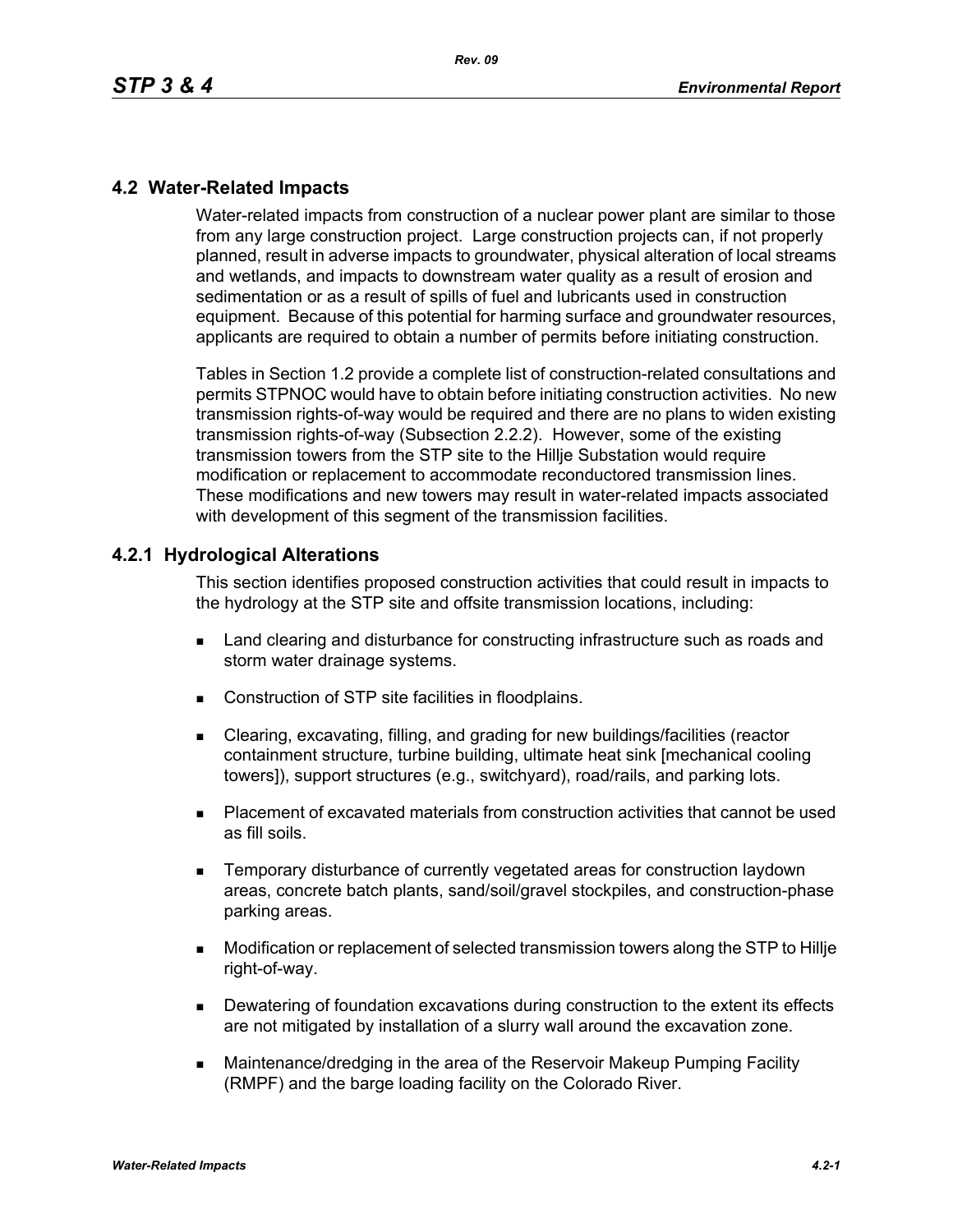## 4.2 Water-Related Impacts

Water-related impacts from construction of a nuclear power plant are similar to those from any large construction project. Large construction projects can, if not properly planned, result in adverse impacts to groundwater, physical alteration of local streams and wetlands, and impacts to downstream water quality as a result of erosion and sedimentation or as a result of spills of fuel and lubricants used in construction equipment. Because of this potential for harming surface and groundwater resources, applicants are required to obtain a number of permits before initiating construction.

Tables in Section 1.2 provide a complete list of construction-related consultations and permits STPNOC would have to obtain before initiating construction activities. No new transmission rights-of-way would be required and there are no plans to widen existing transmission rights-of-way (Subsection 2.2.2). However, some of the existing transmission towers from the STP site to the Hillje Substation would require modification or replacement to accommodate reconductored transmission lines. These modifications and new towers may result in water-related impacts associated with development of this segment of the transmission facilities.

### 4.2.1 Hydrological Alterations

This section identifies proposed construction activities that could result in impacts to the hydrology at the STP site and offsite transmission locations, including:

- Land clearing and disturbance for constructing infrastructure such as roads and storm water drainage systems.
- Construction of STP site facilities in floodplains.
- Clearing, excavating, filling, and grading for new buildings/facilities (reactor containment structure, turbine building, ultimate heat sink [mechanical cooling towers]), support structures (e.g., switchyard), road/rails, and parking lots.
- Placement of excavated materials from construction activities that cannot be used as fill soils.
- Temporary disturbance of currently vegetated areas for construction laydown areas, concrete batch plants, sand/soil/gravel stockpiles, and construction-phase parking areas.
- Modification or replacement of selected transmission towers along the STP to Hillje right-of-way.
- Dewatering of foundation excavations during construction to the extent its effects are not mitigated by installation of a slurry wall around the excavation zone.
- Maintenance/dredging in the area of the Reservoir Makeup Pumping Facility (RMPF) and the barge loading facility on the Colorado River.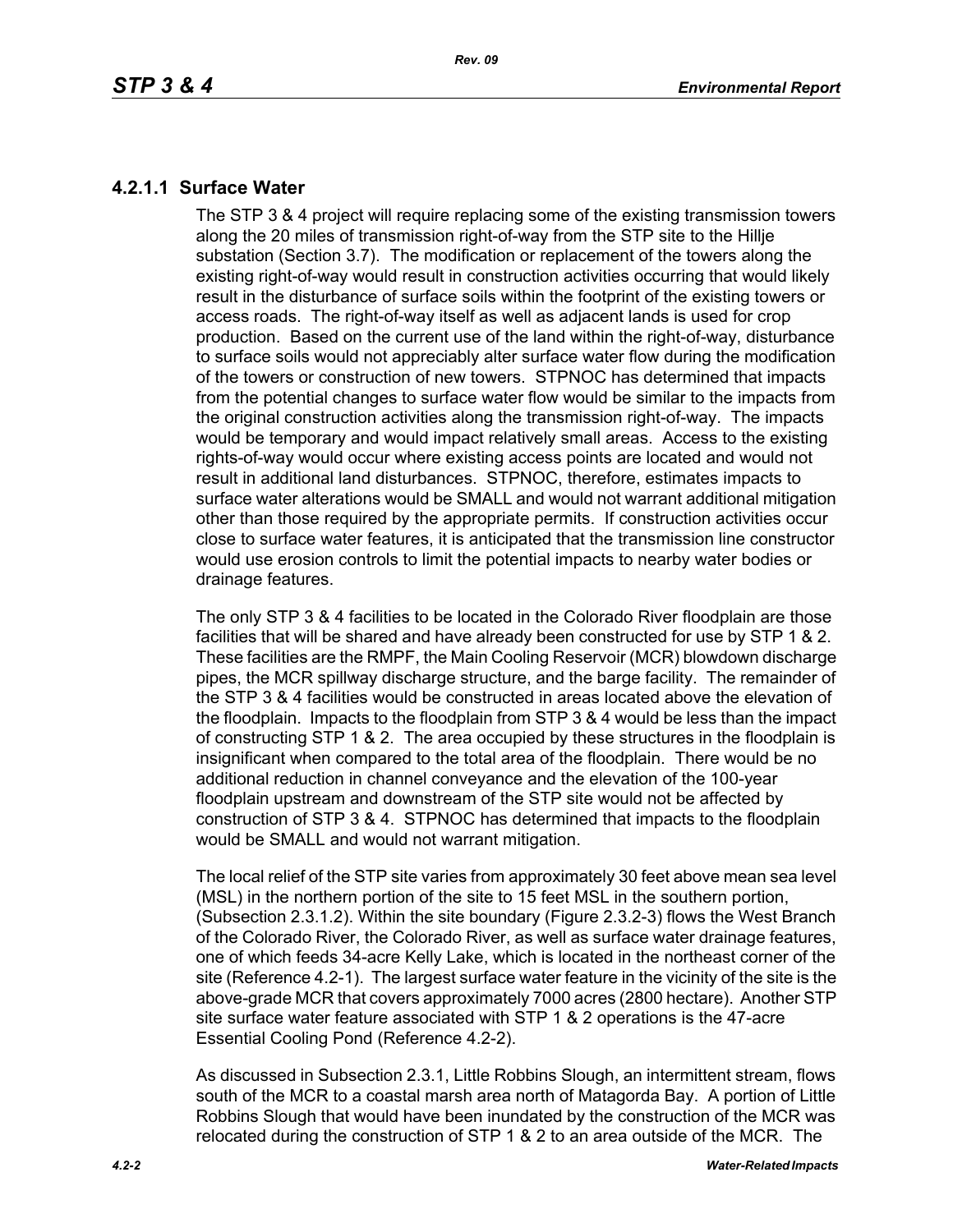### 4.2.1.1 Surface Water

The STP 3 & 4 project will require replacing some of the existing transmission towers along the 20 miles of transmission right-of-way from the STP site to the Hillje substation (Section 3.7). The modification or replacement of the towers along the existing right-of-way would result in construction activities occurring that would likely result in the disturbance of surface soils within the footprint of the existing towers or access roads. The right-of-way itself as well as adjacent lands is used for crop production. Based on the current use of the land within the right-of-way, disturbance to surface soils would not appreciably alter surface water flow during the modification of the towers or construction of new towers. STPNOC has determined that impacts from the potential changes to surface water flow would be similar to the impacts from the original construction activities along the transmission right-of-way. The impacts would be temporary and would impact relatively small areas. Access to the existing rights-of-way would occur where existing access points are located and would not result in additional land disturbances. STPNOC, therefore, estimates impacts to surface water alterations would be SMALL and would not warrant additional mitigation other than those required by the appropriate permits. If construction activities occur close to surface water features, it is anticipated that the transmission line constructor would use erosion controls to limit the potential impacts to nearby water bodies or drainage features.

The only STP 3 & 4 facilities to be located in the Colorado River floodplain are those facilities that will be shared and have already been constructed for use by STP 1 & 2. These facilities are the RMPF, the Main Cooling Reservoir (MCR) blowdown discharge pipes, the MCR spillway discharge structure, and the barge facility. The remainder of the STP 3 & 4 facilities would be constructed in areas located above the elevation of the floodplain. Impacts to the floodplain from STP 3 & 4 would be less than the impact of constructing STP 1 & 2. The area occupied by these structures in the floodplain is insignificant when compared to the total area of the floodplain. There would be no additional reduction in channel conveyance and the elevation of the 100-year floodplain upstream and downstream of the STP site would not be affected by construction of STP 3 & 4. STPNOC has determined that impacts to the floodplain would be SMALL and would not warrant mitigation.

The local relief of the STP site varies from approximately 30 feet above mean sea level (MSL) in the northern portion of the site to 15 feet MSL in the southern portion, (Subsection 2.3.1.2). Within the site boundary (Figure 2.3.2-3) flows the West Branch of the Colorado River, the Colorado River, as well as surface water drainage features, one of which feeds 34-acre Kelly Lake, which is located in the northeast corner of the site (Reference 4.2-1). The largest surface water feature in the vicinity of the site is the above-grade MCR that covers approximately 7000 acres (2800 hectare). Another STP site surface water feature associated with STP 1 & 2 operations is the 47-acre Essential Cooling Pond (Reference 4.2-2).

As discussed in Subsection 2.3.1, Little Robbins Slough, an intermittent stream, flows south of the MCR to a coastal marsh area north of Matagorda Bay. A portion of Little Robbins Slough that would have been inundated by the construction of the MCR was relocated during the construction of STP 1 & 2 to an area outside of the MCR. The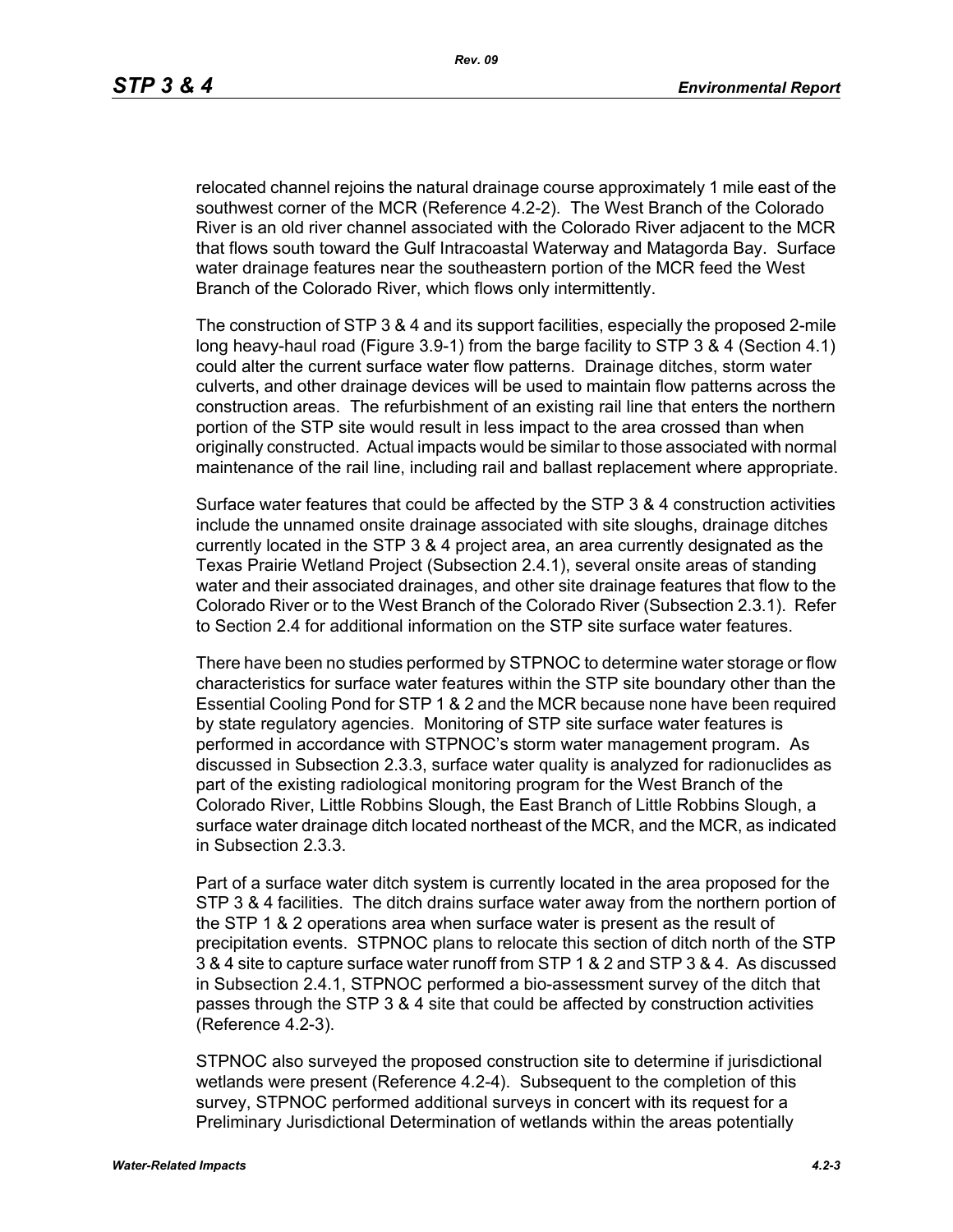relocated channel rejoins the natural drainage course approximately 1 mile east of the southwest corner of the MCR (Reference 4.2-2). The West Branch of the Colorado River is an old river channel associated with the Colorado River adjacent to the MCR that flows south toward the Gulf Intracoastal Waterway and Matagorda Bay. Surface water drainage features near the southeastern portion of the MCR feed the West Branch of the Colorado River, which flows only intermittently.

The construction of STP 3 & 4 and its support facilities, especially the proposed 2-mile long heavy-haul road (Figure 3.9-1) from the barge facility to STP 3 & 4 (Section 4.1) could alter the current surface water flow patterns. Drainage ditches, storm water culverts, and other drainage devices will be used to maintain flow patterns across the construction areas. The refurbishment of an existing rail line that enters the northern portion of the STP site would result in less impact to the area crossed than when originally constructed. Actual impacts would be similar to those associated with normal maintenance of the rail line, including rail and ballast replacement where appropriate.

Surface water features that could be affected by the STP 3 & 4 construction activities include the unnamed onsite drainage associated with site sloughs, drainage ditches currently located in the STP 3 & 4 project area, an area currently designated as the Texas Prairie Wetland Project (Subsection 2.4.1), several onsite areas of standing water and their associated drainages, and other site drainage features that flow to the Colorado River or to the West Branch of the Colorado River (Subsection 2.3.1). Refer to Section 2.4 for additional information on the STP site surface water features.

There have been no studies performed by STPNOC to determine water storage or flow characteristics for surface water features within the STP site boundary other than the Essential Cooling Pond for STP 1 & 2 and the MCR because none have been required by state regulatory agencies. Monitoring of STP site surface water features is performed in accordance with STPNOC's storm water management program. As discussed in Subsection 2.3.3, surface water quality is analyzed for radionuclides as part of the existing radiological monitoring program for the West Branch of the Colorado River, Little Robbins Slough, the East Branch of Little Robbins Slough, a surface water drainage ditch located northeast of the MCR, and the MCR, as indicated in Subsection 2.3.3.

Part of a surface water ditch system is currently located in the area proposed for the STP 3 & 4 facilities. The ditch drains surface water away from the northern portion of the STP 1 & 2 operations area when surface water is present as the result of precipitation events. STPNOC plans to relocate this section of ditch north of the STP 3 & 4 site to capture surface water runoff from STP 1 & 2 and STP 3 & 4. As discussed in Subsection 2.4.1, STPNOC performed a bio-assessment survey of the ditch that passes through the STP 3 & 4 site that could be affected by construction activities (Reference 4.2-3).

STPNOC also surveyed the proposed construction site to determine if jurisdictional wetlands were present (Reference 4.2-4). Subsequent to the completion of this survey, STPNOC performed additional surveys in concert with its request for a Preliminary Jurisdictional Determination of wetlands within the areas potentially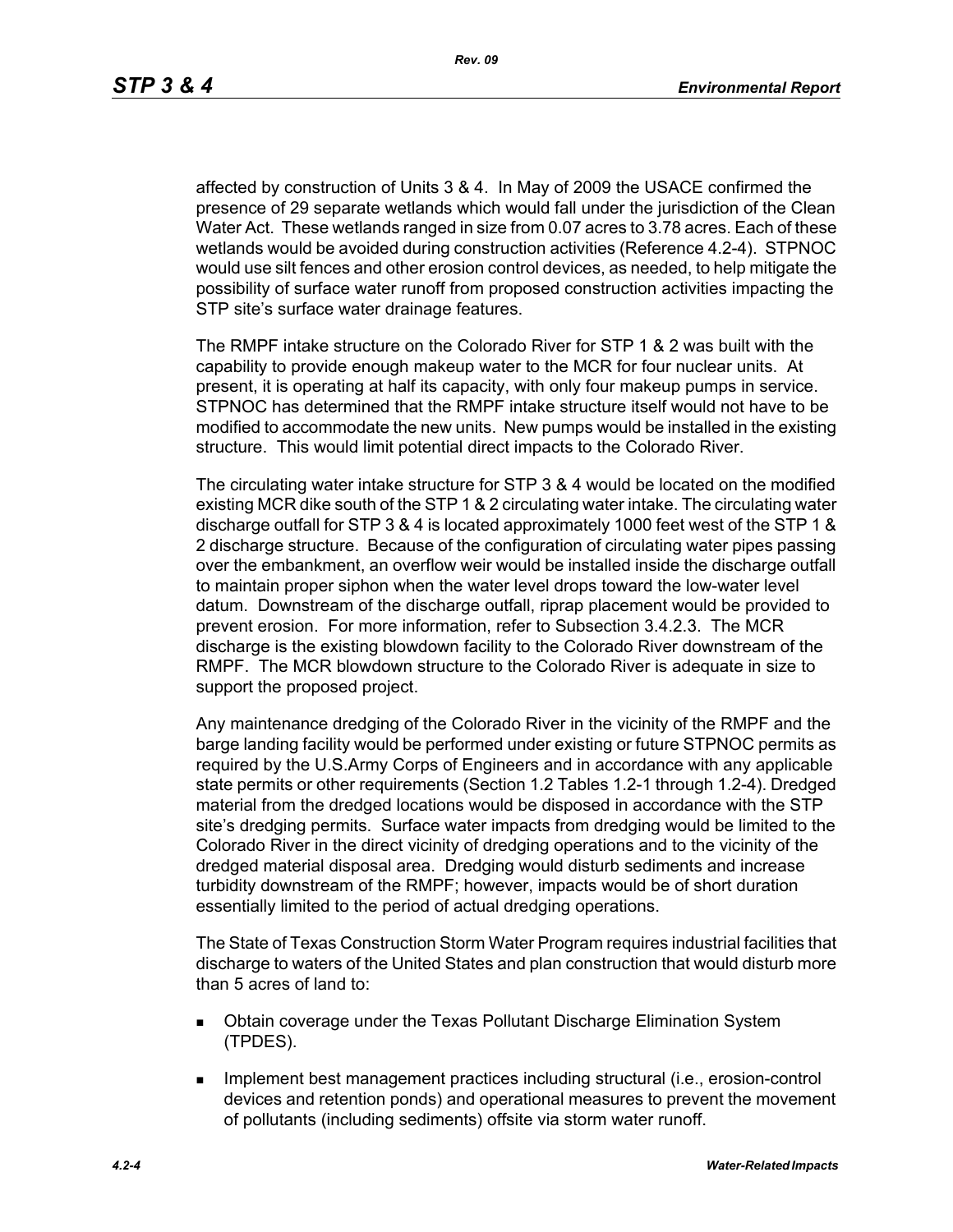affected by construction of Units 3 & 4. In May of 2009 the USACE confirmed the presence of 29 separate wetlands which would fall under the jurisdiction of the Clean Water Act. These wetlands ranged in size from 0.07 acres to 3.78 acres. Each of these wetlands would be avoided during construction activities (Reference 4.2-4). STPNOC would use silt fences and other erosion control devices, as needed, to help mitigate the possibility of surface water runoff from proposed construction activities impacting the STP site's surface water drainage features.

The RMPF intake structure on the Colorado River for STP 1 & 2 was built with the capability to provide enough makeup water to the MCR for four nuclear units. At present, it is operating at half its capacity, with only four makeup pumps in service. STPNOC has determined that the RMPF intake structure itself would not have to be modified to accommodate the new units. New pumps would be installed in the existing structure. This would limit potential direct impacts to the Colorado River.

The circulating water intake structure for STP 3 & 4 would be located on the modified existing MCR dike south of the STP 1 & 2 circulating water intake. The circulating water discharge outfall for STP 3 & 4 is located approximately 1000 feet west of the STP 1 & 2 discharge structure. Because of the configuration of circulating water pipes passing over the embankment, an overflow weir would be installed inside the discharge outfall to maintain proper siphon when the water level drops toward the low-water level datum. Downstream of the discharge outfall, riprap placement would be provided to prevent erosion. For more information, refer to Subsection 3.4.2.3. The MCR discharge is the existing blowdown facility to the Colorado River downstream of the RMPF. The MCR blowdown structure to the Colorado River is adequate in size to support the proposed project.

Any maintenance dredging of the Colorado River in the vicinity of the RMPF and the barge landing facility would be performed under existing or future STPNOC permits as required by the U.S.Army Corps of Engineers and in accordance with any applicable state permits or other requirements (Section 1.2 Tables 1.2-1 through 1.2-4). Dredged material from the dredged locations would be disposed in accordance with the STP site's dredging permits. Surface water impacts from dredging would be limited to the Colorado River in the direct vicinity of dredging operations and to the vicinity of the dredged material disposal area. Dredging would disturb sediments and increase turbidity downstream of the RMPF; however, impacts would be of short duration essentially limited to the period of actual dredging operations.

The State of Texas Construction Storm Water Program requires industrial facilities that discharge to waters of the United States and plan construction that would disturb more than 5 acres of land to:

- Obtain coverage under the Texas Pollutant Discharge Elimination System (TPDES).
- Implement best management practices including structural (i.e., erosion-control devices and retention ponds) and operational measures to prevent the movement of pollutants (including sediments) offsite via storm water runoff.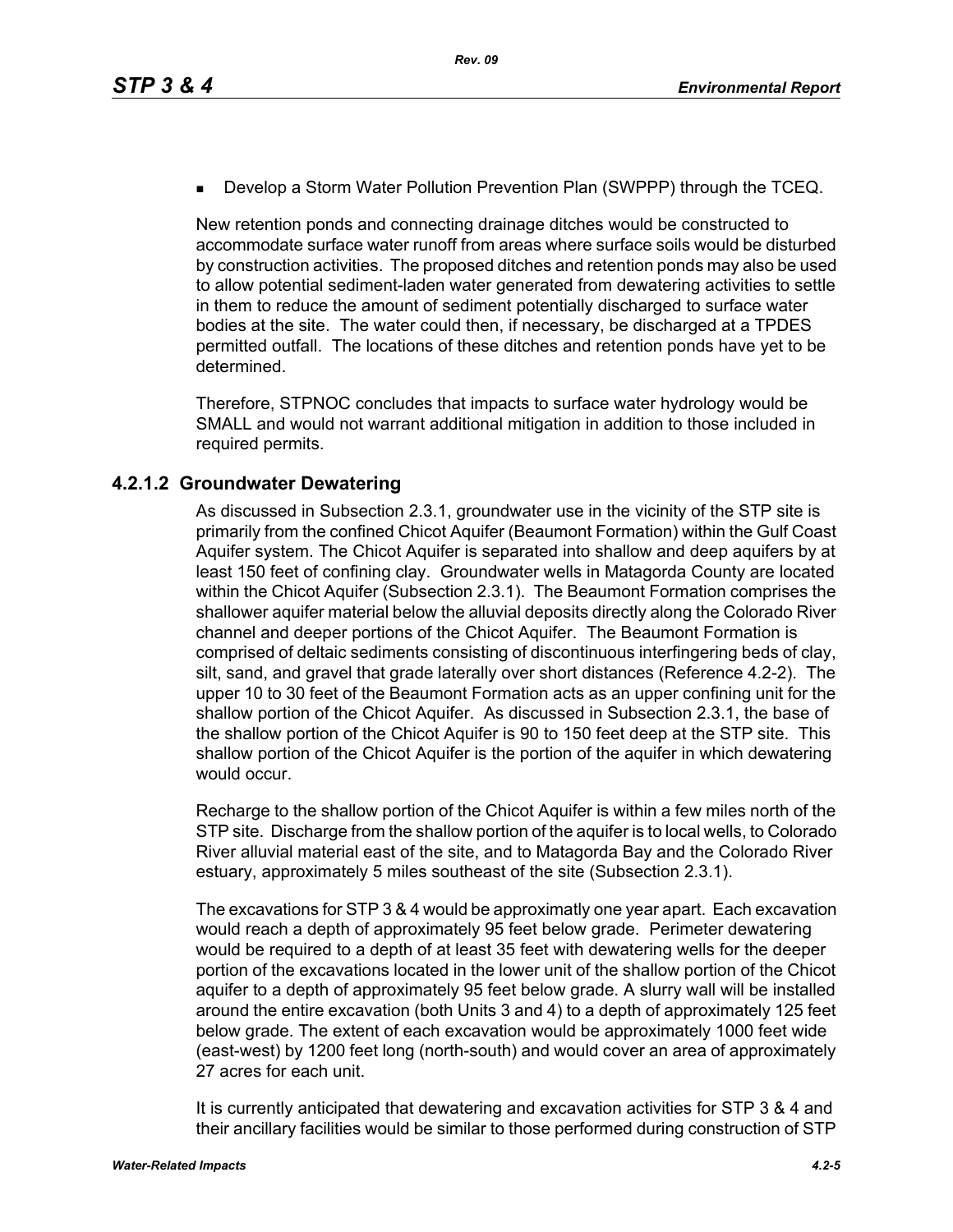- Develop a Storm Water Pollution Prevention Plan (SWPPP) through the TCEQ.

New retention ponds and connecting drainage ditches would be constructed to accommodate surface water runoff from areas where surface soils would be disturbed by construction activities. The proposed ditches and retention ponds may also be used to allow potential sediment-laden water generated from dewatering activities to settle in them to reduce the amount of sediment potentially discharged to surface water bodies at the site. The water could then, if necessary, be discharged at a TPDES permitted outfall. The locations of these ditches and retention ponds have yet to be determined.

Therefore, STPNOC concludes that impacts to surface water hydrology would be SMALL and would not warrant additional mitigation in addition to those included in required permits.

### 4.2.1.2 Groundwater Dewatering

As discussed in Subsection 2.3.1, groundwater use in the vicinity of the STP site is primarily from the confined Chicot Aquifer (Beaumont Formation) within the Gulf Coast Aquifer system. The Chicot Aquifer is separated into shallow and deep aquifers by at least 150 feet of confining clay. Groundwater wells in Matagorda County are located within the Chicot Aquifer (Subsection 2.3.1). The Beaumont Formation comprises the shallower aquifer material below the alluvial deposits directly along the Colorado River channel and deeper portions of the Chicot Aquifer. The Beaumont Formation is comprised of deltaic sediments consisting of discontinuous interfingering beds of clay, silt, sand, and gravel that grade laterally over short distances (Reference 4.2-2). The upper 10 to 30 feet of the Beaumont Formation acts as an upper confining unit for the shallow portion of the Chicot Aquifer. As discussed in Subsection 2.3.1, the base of the shallow portion of the Chicot Aquifer is 90 to 150 feet deep at the STP site. This shallow portion of the Chicot Aquifer is the portion of the aquifer in which dewatering would occur.

Recharge to the shallow portion of the Chicot Aquifer is within a few miles north of the STP site. Discharge from the shallow portion of the aquifer is to local wells, to Colorado River alluvial material east of the site, and to Matagorda Bay and the Colorado River estuary, approximately 5 miles southeast of the site (Subsection 2.3.1).

The excavations for STP 3 & 4 would be approximatly one year apart. Each excavation would reach a depth of approximately 95 feet below grade. Perimeter dewatering would be required to a depth of at least 35 feet with dewatering wells for the deeper portion of the excavations located in the lower unit of the shallow portion of the Chicot aquifer to a depth of approximately 95 feet below grade. A slurry wall will be installed around the entire excavation (both Units 3 and 4) to a depth of approximately 125 feet below grade. The extent of each excavation would be approximately 1000 feet wide (east-west) by 1200 feet long (north-south) and would cover an area of approximately 27 acres for each unit.

It is currently anticipated that dewatering and excavation activities for STP 3 & 4 and their ancillary facilities would be similar to those performed during construction of STP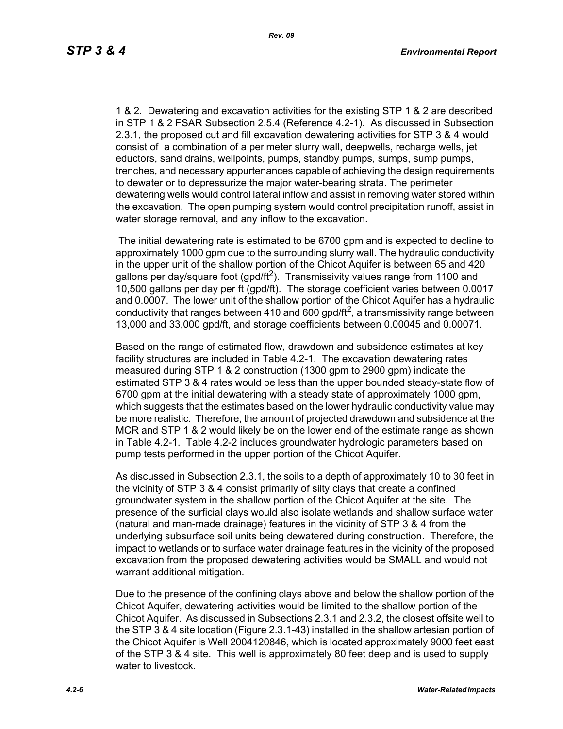1 & 2. Dewatering and excavation activities for the existing STP 1 & 2 are described in STP 1 & 2 FSAR Subsection 2.5.4 (Reference 4.2-1). As discussed in Subsection 2.3.1, the proposed cut and fill excavation dewatering activities for STP 3 & 4 would consist of a combination of a perimeter slurry wall, deepwells, recharge wells, jet eductors, sand drains, wellpoints, pumps, standby pumps, sumps, sump pumps, trenches, and necessary appurtenances capable of achieving the design requirements to dewater or to depressurize the major water-bearing strata. The perimeter dewatering wells would control lateral inflow and assist in removing water stored within the excavation. The open pumping system would control precipitation runoff, assist in water storage removal, and any inflow to the excavation.

The initial dewatering rate is estimated to be 6700 gpm and is expected to decline to approximately 1000 gpm due to the surrounding slurry wall. The hydraulic conductivity in the upper unit of the shallow portion of the Chicot Aquifer is between 65 and 420 gallons per day/square foot (gpd/ft$^2$). Transmissivity values range from 1100 and 10,500 gallons per day per ft (gpd/ft). The storage coefficient varies between 0.0017 and 0.0007. The lower unit of the shallow portion of the Chicot Aquifer has a hydraulic conductivity that ranges between 410 and 600 gpd/ft$^2$, a transmissivity range between 13,000 and 33,000 gpd/ft, and storage coefficients between 0.00045 and 0.00071.

Based on the range of estimated flow, drawdown and subsidence estimates at key facility structures are included in Table 4.2-1. The excavation dewatering rates measured during STP 1 & 2 construction (1300 gpm to 2900 gpm) indicate the estimated STP 3 & 4 rates would be less than the upper bounded steady-state flow of 6700 gpm at the initial dewatering with a steady state of approximately 1000 gpm, which suggests that the estimates based on the lower hydraulic conductivity value may be more realistic. Therefore, the amount of projected drawdown and subsidence at the MCR and STP 1 & 2 would likely be on the lower end of the estimate range as shown in Table 4.2-1. Table 4.2-2 includes groundwater hydrologic parameters based on pump tests performed in the upper portion of the Chicot Aquifer.

As discussed in Subsection 2.3.1, the soils to a depth of approximately 10 to 30 feet in the vicinity of STP 3 & 4 consist primarily of silty clays that create a confined groundwater system in the shallow portion of the Chicot Aquifer at the site. The presence of the surficial clays would also isolate wetlands and shallow surface water (natural and man-made drainage) features in the vicinity of STP 3 & 4 from the underlying subsurface soil units being dewatered during construction. Therefore, the impact to wetlands or to surface water drainage features in the vicinity of the proposed excavation from the proposed dewatering activities would be SMALL and would not warrant additional mitigation.

Due to the presence of the confining clays above and below the shallow portion of the Chicot Aquifer, dewatering activities would be limited to the shallow portion of the Chicot Aquifer. As discussed in Subsections 2.3.1 and 2.3.2, the closest offsite well to the STP 3 & 4 site location (Figure 2.3.1-43) installed in the shallow artesian portion of the Chicot Aquifer is Well 2004120846, which is located approximately 9000 feet east of the STP 3 & 4 site. This well is approximately 80 feet deep and is used to supply water to livestock.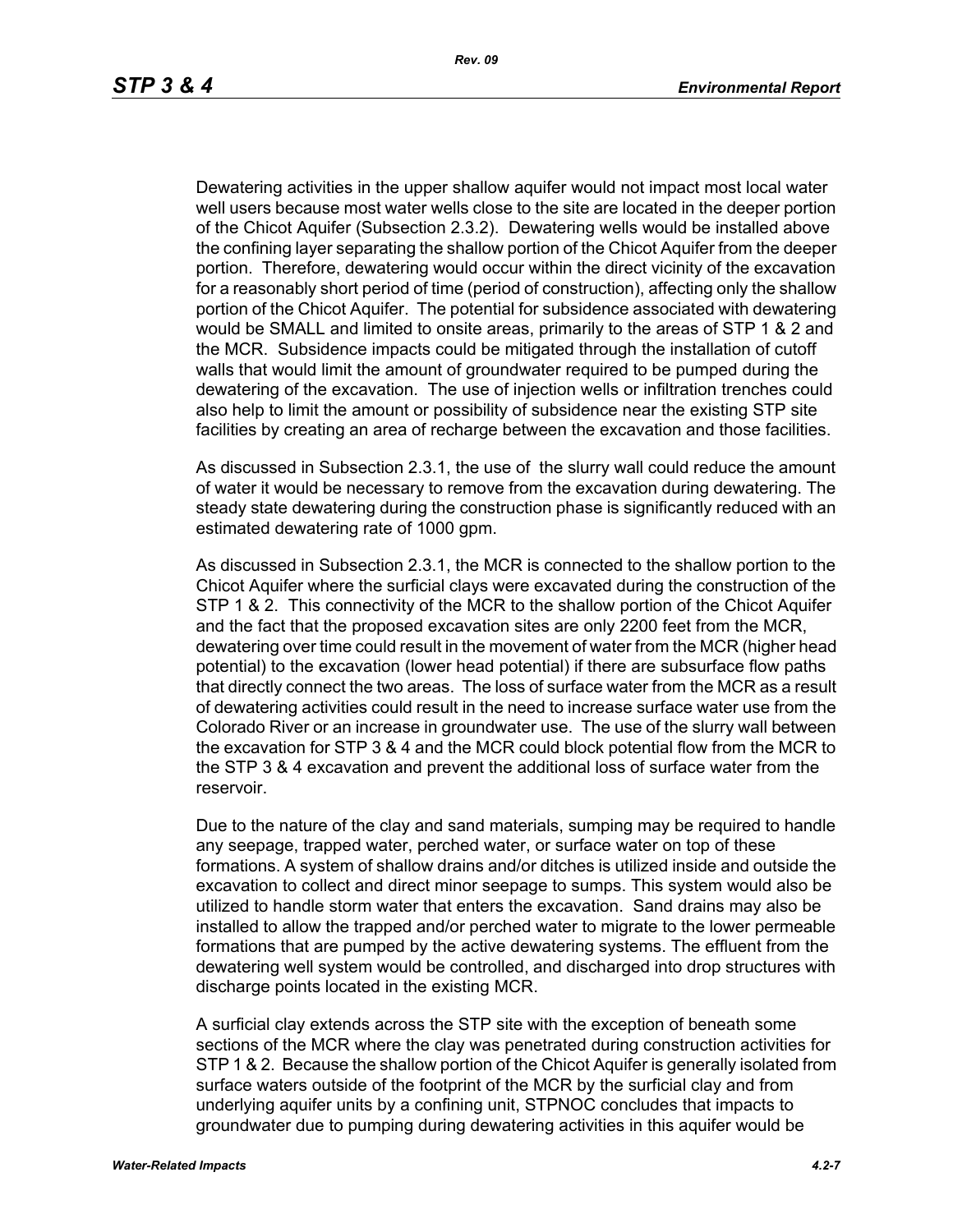Dewatering activities in the upper shallow aquifer would not impact most local water well users because most water wells close to the site are located in the deeper portion of the Chicot Aquifer (Subsection 2.3.2). Dewatering wells would be installed above the confining layer separating the shallow portion of the Chicot Aquifer from the deeper portion. Therefore, dewatering would occur within the direct vicinity of the excavation for a reasonably short period of time (period of construction), affecting only the shallow portion of the Chicot Aquifer. The potential for subsidence associated with dewatering would be SMALL and limited to onsite areas, primarily to the areas of STP 1 & 2 and the MCR. Subsidence impacts could be mitigated through the installation of cutoff walls that would limit the amount of groundwater required to be pumped during the dewatering of the excavation. The use of injection wells or infiltration trenches could also help to limit the amount or possibility of subsidence near the existing STP site facilities by creating an area of recharge between the excavation and those facilities.

As discussed in Subsection 2.3.1, the use of the slurry wall could reduce the amount of water it would be necessary to remove from the excavation during dewatering. The steady state dewatering during the construction phase is significantly reduced with an estimated dewatering rate of 1000 gpm.

As discussed in Subsection 2.3.1, the MCR is connected to the shallow portion to the Chicot Aquifer where the surficial clays were excavated during the construction of the STP 1 & 2. This connectivity of the MCR to the shallow portion of the Chicot Aquifer and the fact that the proposed excavation sites are only 2200 feet from the MCR, dewatering over time could result in the movement of water from the MCR (higher head potential) to the excavation (lower head potential) if there are subsurface flow paths that directly connect the two areas. The loss of surface water from the MCR as a result of dewatering activities could result in the need to increase surface water use from the Colorado River or an increase in groundwater use. The use of the slurry wall between the excavation for STP 3 & 4 and the MCR could block potential flow from the MCR to the STP 3 & 4 excavation and prevent the additional loss of surface water from the reservoir.

Due to the nature of the clay and sand materials, sumping may be required to handle any seepage, trapped water, perched water, or surface water on top of these formations. A system of shallow drains and/or ditches is utilized inside and outside the excavation to collect and direct minor seepage to sumps. This system would also be utilized to handle storm water that enters the excavation. Sand drains may also be installed to allow the trapped and/or perched water to migrate to the lower permeable formations that are pumped by the active dewatering systems. The effluent from the dewatering well system would be controlled, and discharged into drop structures with discharge points located in the existing MCR.

A surficial clay extends across the STP site with the exception of beneath some sections of the MCR where the clay was penetrated during construction activities for STP 1 & 2. Because the shallow portion of the Chicot Aquifer is generally isolated from surface waters outside of the footprint of the MCR by the surficial clay and from underlying aquifer units by a confining unit, STPNOC concludes that impacts to groundwater due to pumping during dewatering activities in this aquifer would be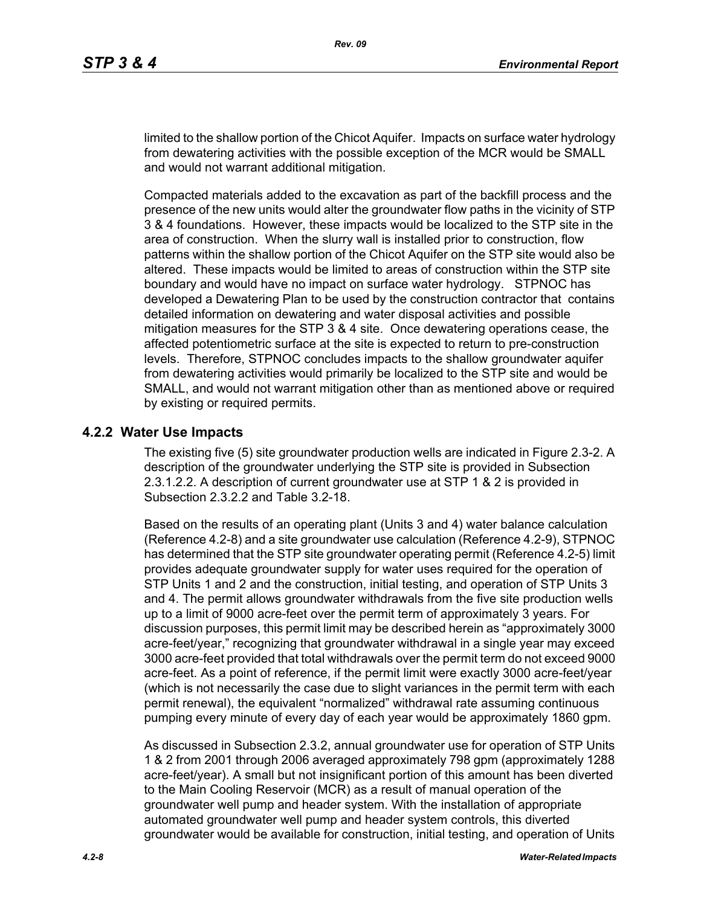limited to the shallow portion of the Chicot Aquifer. Impacts on surface water hydrology from dewatering activities with the possible exception of the MCR would be SMALL and would not warrant additional mitigation.

Compacted materials added to the excavation as part of the backfill process and the presence of the new units would alter the groundwater flow paths in the vicinity of STP 3 & 4 foundations. However, these impacts would be localized to the STP site in the area of construction. When the slurry wall is installed prior to construction, flow patterns within the shallow portion of the Chicot Aquifer on the STP site would also be altered. These impacts would be limited to areas of construction within the STP site boundary and would have no impact on surface water hydrology. STPNOC has developed a Dewatering Plan to be used by the construction contractor that contains detailed information on dewatering and water disposal activities and possible mitigation measures for the STP 3 & 4 site. Once dewatering operations cease, the affected potentiometric surface at the site is expected to return to pre-construction levels. Therefore, STPNOC concludes impacts to the shallow groundwater aquifer from dewatering activities would primarily be localized to the STP site and would be SMALL, and would not warrant mitigation other than as mentioned above or required by existing or required permits.

### 4.2.2 Water Use Impacts

The existing five (5) site groundwater production wells are indicated in Figure 2.3-2. A description of the groundwater underlying the STP site is provided in Subsection 2.3.1.2.2. A description of current groundwater use at STP 1 & 2 is provided in Subsection 2.3.2.2 and Table 3.2-18.

Based on the results of an operating plant (Units 3 and 4) water balance calculation (Reference 4.2-8) and a site groundwater use calculation (Reference 4.2-9), STPNOC has determined that the STP site groundwater operating permit (Reference 4.2-5) limit provides adequate groundwater supply for water uses required for the operation of STP Units 1 and 2 and the construction, initial testing, and operation of STP Units 3 and 4. The permit allows groundwater withdrawals from the five site production wells up to a limit of 9000 acre-feet over the permit term of approximately 3 years. For discussion purposes, this permit limit may be described herein as "approximately 3000 acre-feet/year," recognizing that groundwater withdrawal in a single year may exceed 3000 acre-feet provided that total withdrawals over the permit term do not exceed 9000 acre-feet. As a point of reference, if the permit limit were exactly 3000 acre-feet/year (which is not necessarily the case due to slight variances in the permit term with each permit renewal), the equivalent "normalized" withdrawal rate assuming continuous pumping every minute of every day of each year would be approximately 1860 gpm.

As discussed in Subsection 2.3.2, annual groundwater use for operation of STP Units 1 & 2 from 2001 through 2006 averaged approximately 798 gpm (approximately 1288 acre-feet/year). A small but not insignificant portion of this amount has been diverted to the Main Cooling Reservoir (MCR) as a result of manual operation of the groundwater well pump and header system. With the installation of appropriate automated groundwater well pump and header system controls, this diverted groundwater would be available for construction, initial testing, and operation of Units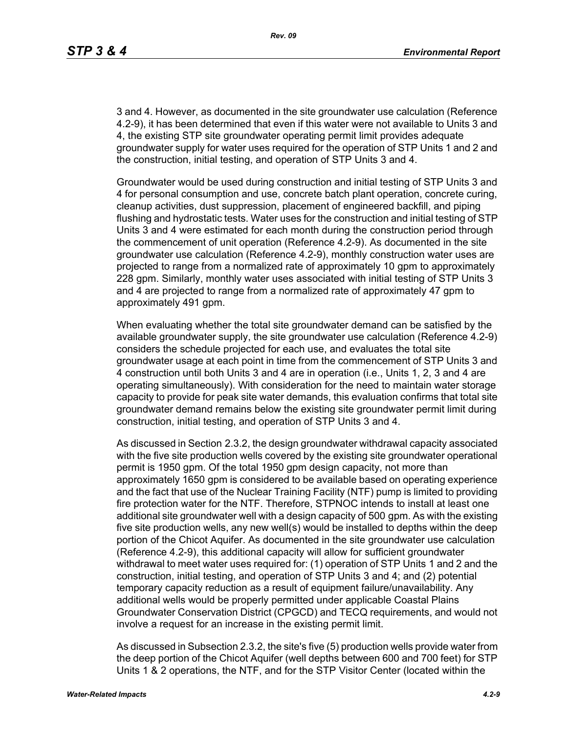3 and 4. However, as documented in the site groundwater use calculation (Reference 4.2-9), it has been determined that even if this water were not available to Units 3 and 4, the existing STP site groundwater operating permit limit provides adequate groundwater supply for water uses required for the operation of STP Units 1 and 2 and the construction, initial testing, and operation of STP Units 3 and 4.

Groundwater would be used during construction and initial testing of STP Units 3 and 4 for personal consumption and use, concrete batch plant operation, concrete curing, cleanup activities, dust suppression, placement of engineered backfill, and piping flushing and hydrostatic tests. Water uses for the construction and initial testing of STP Units 3 and 4 were estimated for each month during the construction period through the commencement of unit operation (Reference 4.2-9). As documented in the site groundwater use calculation (Reference 4.2-9), monthly construction water uses are projected to range from a normalized rate of approximately 10 gpm to approximately 228 gpm. Similarly, monthly water uses associated with initial testing of STP Units 3 and 4 are projected to range from a normalized rate of approximately 47 gpm to approximately 491 gpm.

When evaluating whether the total site groundwater demand can be satisfied by the available groundwater supply, the site groundwater use calculation (Reference 4.2-9) considers the schedule projected for each use, and evaluates the total site groundwater usage at each point in time from the commencement of STP Units 3 and 4 construction until both Units 3 and 4 are in operation (i.e., Units 1, 2, 3 and 4 are operating simultaneously). With consideration for the need to maintain water storage capacity to provide for peak site water demands, this evaluation confirms that total site groundwater demand remains below the existing site groundwater permit limit during construction, initial testing, and operation of STP Units 3 and 4.

As discussed in Section 2.3.2, the design groundwater withdrawal capacity associated with the five site production wells covered by the existing site groundwater operational permit is 1950 gpm. Of the total 1950 gpm design capacity, not more than approximately 1650 gpm is considered to be available based on operating experience and the fact that use of the Nuclear Training Facility (NTF) pump is limited to providing fire protection water for the NTF. Therefore, STPNOC intends to install at least one additional site groundwater well with a design capacity of 500 gpm. As with the existing five site production wells, any new well(s) would be installed to depths within the deep portion of the Chicot Aquifer. As documented in the site groundwater use calculation (Reference 4.2-9), this additional capacity will allow for sufficient groundwater withdrawal to meet water uses required for: (1) operation of STP Units 1 and 2 and the construction, initial testing, and operation of STP Units 3 and 4; and (2) potential temporary capacity reduction as a result of equipment failure/unavailability. Any additional wells would be properly permitted under applicable Coastal Plains Groundwater Conservation District (CPGCD) and TECQ requirements, and would not involve a request for an increase in the existing permit limit.

As discussed in Subsection 2.3.2, the site's five (5) production wells provide water from the deep portion of the Chicot Aquifer (well depths between 600 and 700 feet) for STP Units 1 & 2 operations, the NTF, and for the STP Visitor Center (located within the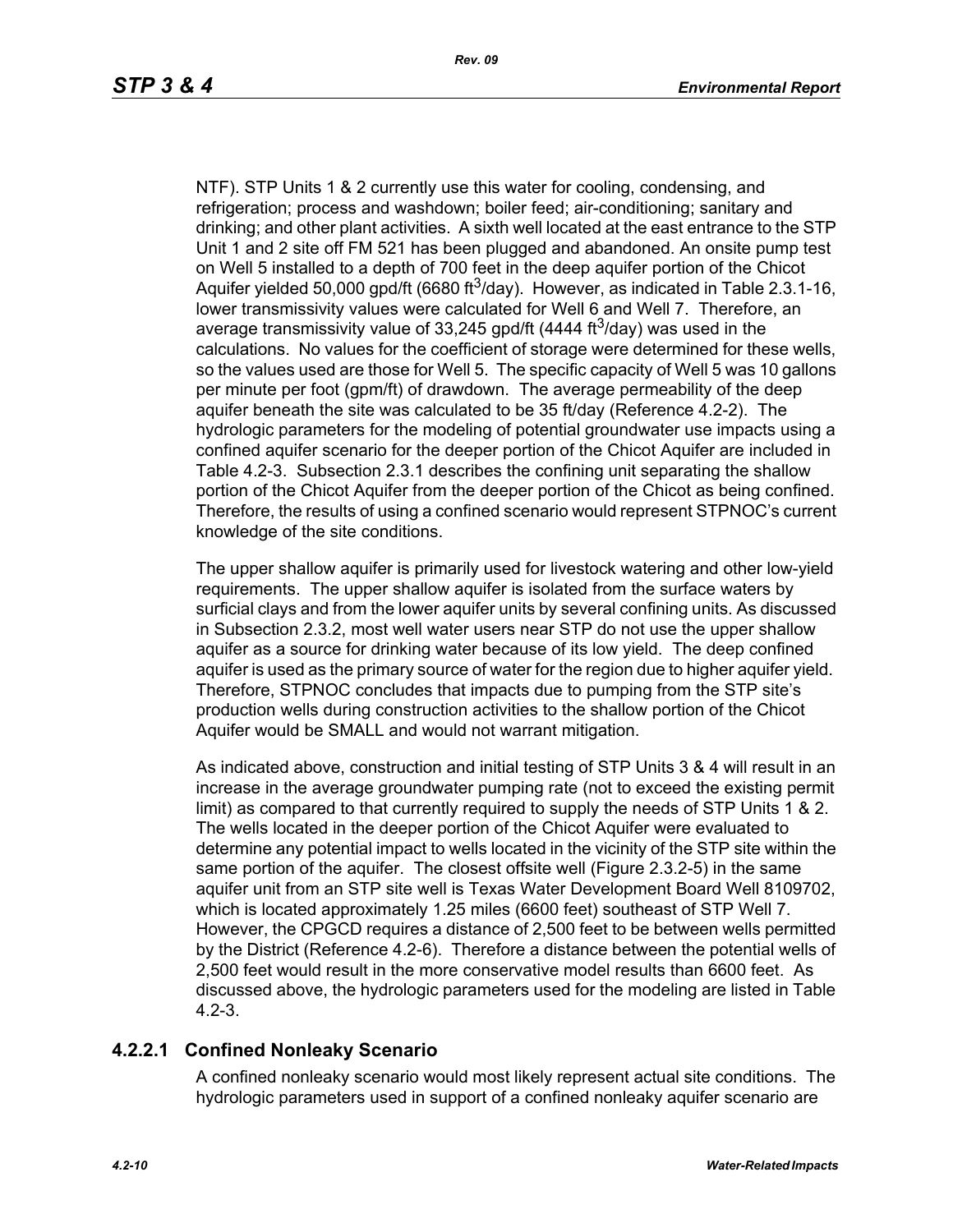NTF). STP Units 1 & 2 currently use this water for cooling, condensing, and refrigeration; process and washdown; boiler feed; air-conditioning; sanitary and drinking; and other plant activities. A sixth well located at the east entrance to the STP Unit 1 and 2 site off FM 521 has been plugged and abandoned. An onsite pump test on Well 5 installed to a depth of 700 feet in the deep aquifer portion of the Chicot Aquifer yielded 50,000 gpd/ft (6680 $ft^3$/day). However, as indicated in Table 2.3.1-16, lower transmissivity values were calculated for Well 6 and Well 7. Therefore, an average transmissivity value of 33,245 gpd/ft (4444 $ft^3$/day) was used in the calculations. No values for the coefficient of storage were determined for these wells, so the values used are those for Well 5. The specific capacity of Well 5 was 10 gallons per minute per foot (gpm/ft) of drawdown. The average permeability of the deep aquifer beneath the site was calculated to be 35 ft/day (Reference 4.2-2). The hydrologic parameters for the modeling of potential groundwater use impacts using a confined aquifer scenario for the deeper portion of the Chicot Aquifer are included in Table 4.2-3. Subsection 2.3.1 describes the confining unit separating the shallow portion of the Chicot Aquifer from the deeper portion of the Chicot as being confined. Therefore, the results of using a confined scenario would represent STPNOC's current knowledge of the site conditions.

The upper shallow aquifer is primarily used for livestock watering and other low-yield requirements. The upper shallow aquifer is isolated from the surface waters by surficial clays and from the lower aquifer units by several confining units. As discussed in Subsection 2.3.2, most well water users near STP do not use the upper shallow aquifer as a source for drinking water because of its low yield. The deep confined aquifer is used as the primary source of water for the region due to higher aquifer yield. Therefore, STPNOC concludes that impacts due to pumping from the STP site's production wells during construction activities to the shallow portion of the Chicot Aquifer would be SMALL and would not warrant mitigation.

As indicated above, construction and initial testing of STP Units 3 & 4 will result in an increase in the average groundwater pumping rate (not to exceed the existing permit limit) as compared to that currently required to supply the needs of STP Units 1 & 2. The wells located in the deeper portion of the Chicot Aquifer were evaluated to determine any potential impact to wells located in the vicinity of the STP site within the same portion of the aquifer. The closest offsite well (Figure 2.3.2-5) in the same aquifer unit from an STP site well is Texas Water Development Board Well 8109702, which is located approximately 1.25 miles (6600 feet) southeast of STP Well 7. However, the CPGCD requires a distance of 2,500 feet to be between wells permitted by the District (Reference 4.2-6). Therefore a distance between the potential wells of 2,500 feet would result in the more conservative model results than 6600 feet. As discussed above, the hydrologic parameters used for the modeling are listed in Table 4.2-3.

### 4.2.2.1 Confined Nonleaky Scenario

A confined nonleaky scenario would most likely represent actual site conditions. The hydrologic parameters used in support of a confined nonleaky aquifer scenario are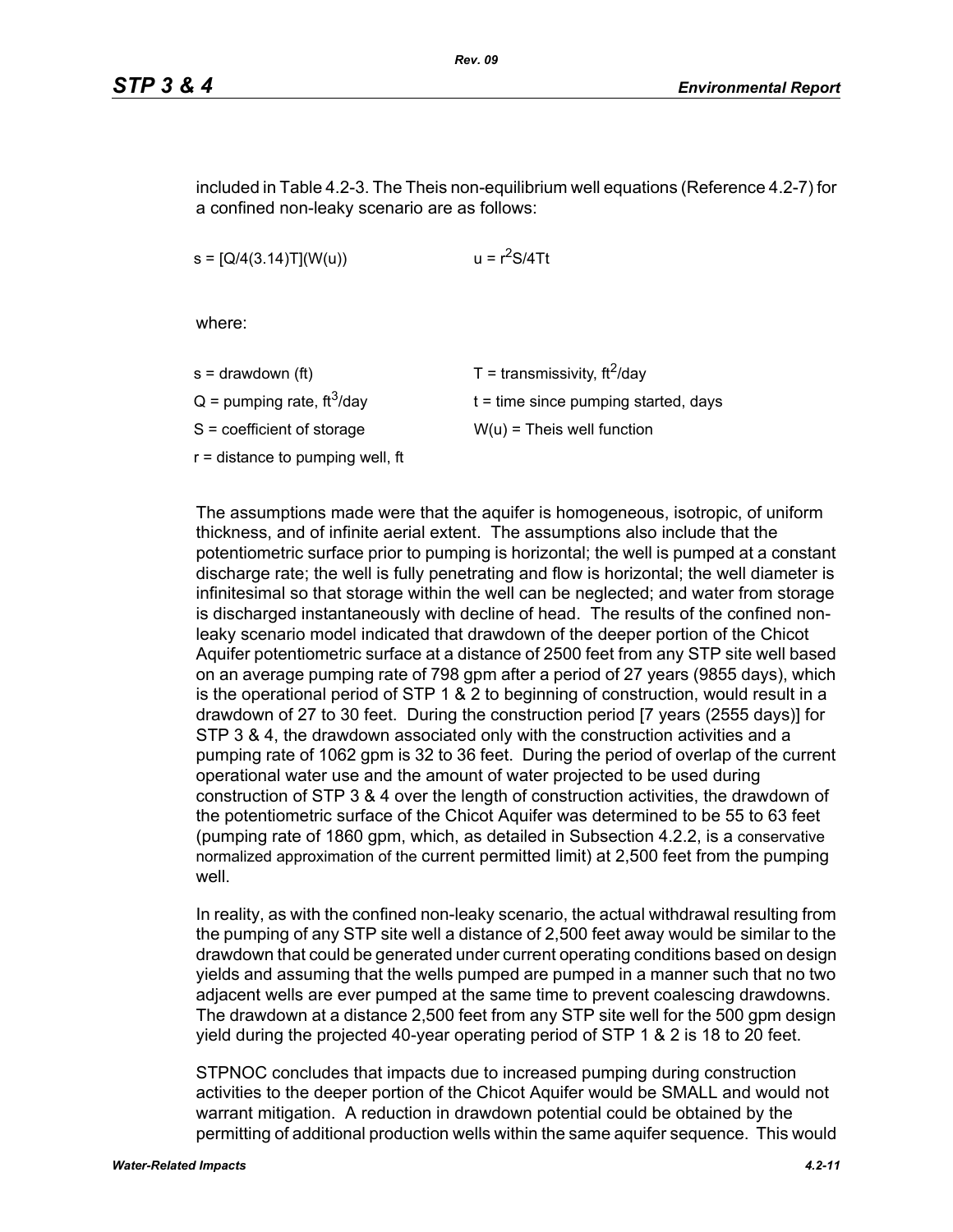included in Table 4.2-3. The Theis non-equilibrium well equations (Reference 4.2-7) for a confined non-leaky scenario are as follows:

$s = [Q/4(3.14)T](W(u))$ $\qquad\qquad$ $u = r^2S/4Tt$

where:

| | |
|---|---|
| s = drawdown (ft) | T = transmissivity, $ft^2$/day |
| Q = pumping rate, $ft^3$/day | t = time since pumping started, days |
| S = coefficient of storage | W(u) = Theis well function |
| r = distance to pumping well, ft | |

The assumptions made were that the aquifer is homogeneous, isotropic, of uniform thickness, and of infinite aerial extent. The assumptions also include that the potentiometric surface prior to pumping is horizontal; the well is pumped at a constant discharge rate; the well is fully penetrating and flow is horizontal; the well diameter is infinitesimal so that storage within the well can be neglected; and water from storage is discharged instantaneously with decline of head. The results of the confined non-leaky scenario model indicated that drawdown of the deeper portion of the Chicot Aquifer potentiometric surface at a distance of 2500 feet from any STP site well based on an average pumping rate of 798 gpm after a period of 27 years (9855 days), which is the operational period of STP 1 & 2 to beginning of construction, would result in a drawdown of 27 to 30 feet. During the construction period [7 years (2555 days)] for STP 3 & 4, the drawdown associated only with the construction activities and a pumping rate of 1062 gpm is 32 to 36 feet. During the period of overlap of the current operational water use and the amount of water projected to be used during construction of STP 3 & 4 over the length of construction activities, the drawdown of the potentiometric surface of the Chicot Aquifer was determined to be 55 to 63 feet (pumping rate of 1860 gpm, which, as detailed in Subsection 4.2.2, is a conservative normalized approximation of the current permitted limit) at 2,500 feet from the pumping well.

In reality, as with the confined non-leaky scenario, the actual withdrawal resulting from the pumping of any STP site well a distance of 2,500 feet away would be similar to the drawdown that could be generated under current operating conditions based on design yields and assuming that the wells pumped are pumped in a manner such that no two adjacent wells are ever pumped at the same time to prevent coalescing drawdowns. The drawdown at a distance 2,500 feet from any STP site well for the 500 gpm design yield during the projected 40-year operating period of STP 1 & 2 is 18 to 20 feet.

STPNOC concludes that impacts due to increased pumping during construction activities to the deeper portion of the Chicot Aquifer would be SMALL and would not warrant mitigation. A reduction in drawdown potential could be obtained by the permitting of additional production wells within the same aquifer sequence. This would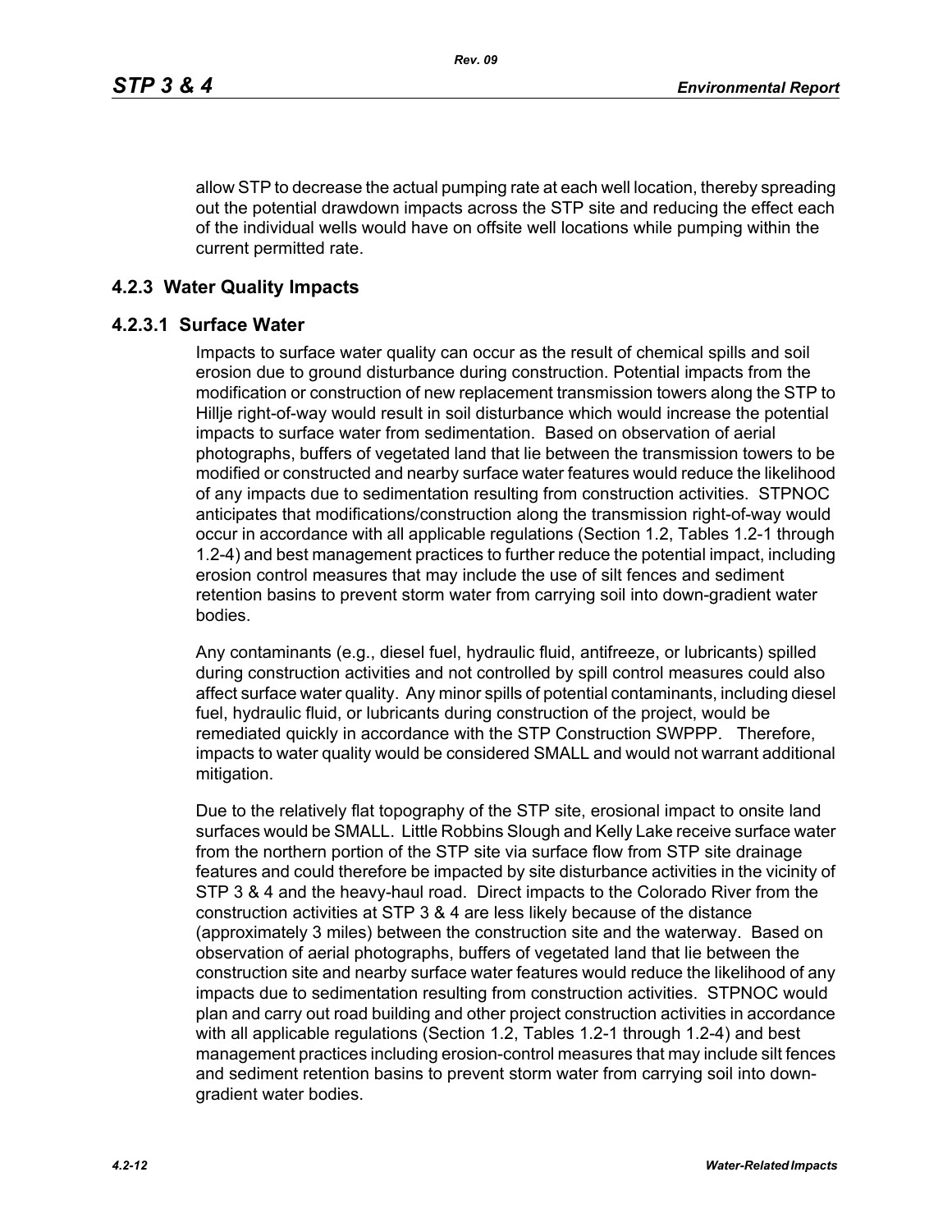allow STP to decrease the actual pumping rate at each well location, thereby spreading out the potential drawdown impacts across the STP site and reducing the effect each of the individual wells would have on offsite well locations while pumping within the current permitted rate.

## 4.2.3 Water Quality Impacts

### 4.2.3.1 Surface Water

Impacts to surface water quality can occur as the result of chemical spills and soil erosion due to ground disturbance during construction. Potential impacts from the modification or construction of new replacement transmission towers along the STP to Hillje right-of-way would result in soil disturbance which would increase the potential impacts to surface water from sedimentation. Based on observation of aerial photographs, buffers of vegetated land that lie between the transmission towers to be modified or constructed and nearby surface water features would reduce the likelihood of any impacts due to sedimentation resulting from construction activities. STPNOC anticipates that modifications/construction along the transmission right-of-way would occur in accordance with all applicable regulations (Section 1.2, Tables 1.2-1 through 1.2-4) and best management practices to further reduce the potential impact, including erosion control measures that may include the use of silt fences and sediment retention basins to prevent storm water from carrying soil into down-gradient water bodies.

Any contaminants (e.g., diesel fuel, hydraulic fluid, antifreeze, or lubricants) spilled during construction activities and not controlled by spill control measures could also affect surface water quality. Any minor spills of potential contaminants, including diesel fuel, hydraulic fluid, or lubricants during construction of the project, would be remediated quickly in accordance with the STP Construction SWPPP. Therefore, impacts to water quality would be considered SMALL and would not warrant additional mitigation.

Due to the relatively flat topography of the STP site, erosional impact to onsite land surfaces would be SMALL. Little Robbins Slough and Kelly Lake receive surface water from the northern portion of the STP site via surface flow from STP site drainage features and could therefore be impacted by site disturbance activities in the vicinity of STP 3 & 4 and the heavy-haul road. Direct impacts to the Colorado River from the construction activities at STP 3 & 4 are less likely because of the distance (approximately 3 miles) between the construction site and the waterway. Based on observation of aerial photographs, buffers of vegetated land that lie between the construction site and nearby surface water features would reduce the likelihood of any impacts due to sedimentation resulting from construction activities. STPNOC would plan and carry out road building and other project construction activities in accordance with all applicable regulations (Section 1.2, Tables 1.2-1 through 1.2-4) and best management practices including erosion-control measures that may include silt fences and sediment retention basins to prevent storm water from carrying soil into down-gradient water bodies.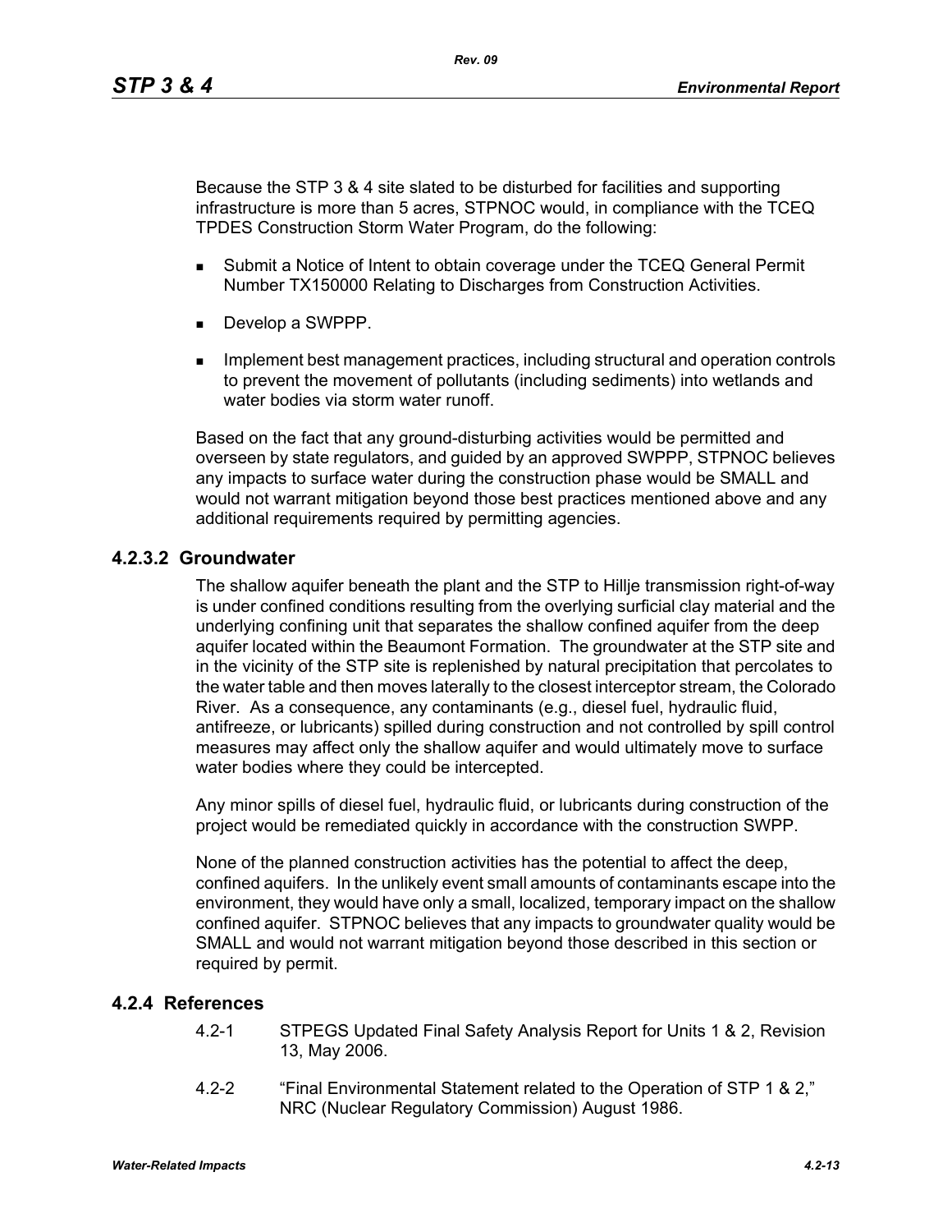Because the STP 3 & 4 site slated to be disturbed for facilities and supporting infrastructure is more than 5 acres, STPNOC would, in compliance with the TCEQ TPDES Construction Storm Water Program, do the following:

- Submit a Notice of Intent to obtain coverage under the TCEQ General Permit Number TX150000 Relating to Discharges from Construction Activities.
- Develop a SWPPP.
- Implement best management practices, including structural and operation controls to prevent the movement of pollutants (including sediments) into wetlands and water bodies via storm water runoff.

Based on the fact that any ground-disturbing activities would be permitted and overseen by state regulators, and guided by an approved SWPPP, STPNOC believes any impacts to surface water during the construction phase would be SMALL and would not warrant mitigation beyond those best practices mentioned above and any additional requirements required by permitting agencies.

### 4.2.3.2 Groundwater

The shallow aquifer beneath the plant and the STP to Hillje transmission right-of-way is under confined conditions resulting from the overlying surficial clay material and the underlying confining unit that separates the shallow confined aquifer from the deep aquifer located within the Beaumont Formation. The groundwater at the STP site and in the vicinity of the STP site is replenished by natural precipitation that percolates to the water table and then moves laterally to the closest interceptor stream, the Colorado River. As a consequence, any contaminants (e.g., diesel fuel, hydraulic fluid, antifreeze, or lubricants) spilled during construction and not controlled by spill control measures may affect only the shallow aquifer and would ultimately move to surface water bodies where they could be intercepted.

Any minor spills of diesel fuel, hydraulic fluid, or lubricants during construction of the project would be remediated quickly in accordance with the construction SWPP.

None of the planned construction activities has the potential to affect the deep, confined aquifers. In the unlikely event small amounts of contaminants escape into the environment, they would have only a small, localized, temporary impact on the shallow confined aquifer. STPNOC believes that any impacts to groundwater quality would be SMALL and would not warrant mitigation beyond those described in this section or required by permit.

## 4.2.4 References

4.2-1 STPEGS Updated Final Safety Analysis Report for Units 1 & 2, Revision 13, May 2006.

4.2-2 "Final Environmental Statement related to the Operation of STP 1 & 2," NRC (Nuclear Regulatory Commission) August 1986.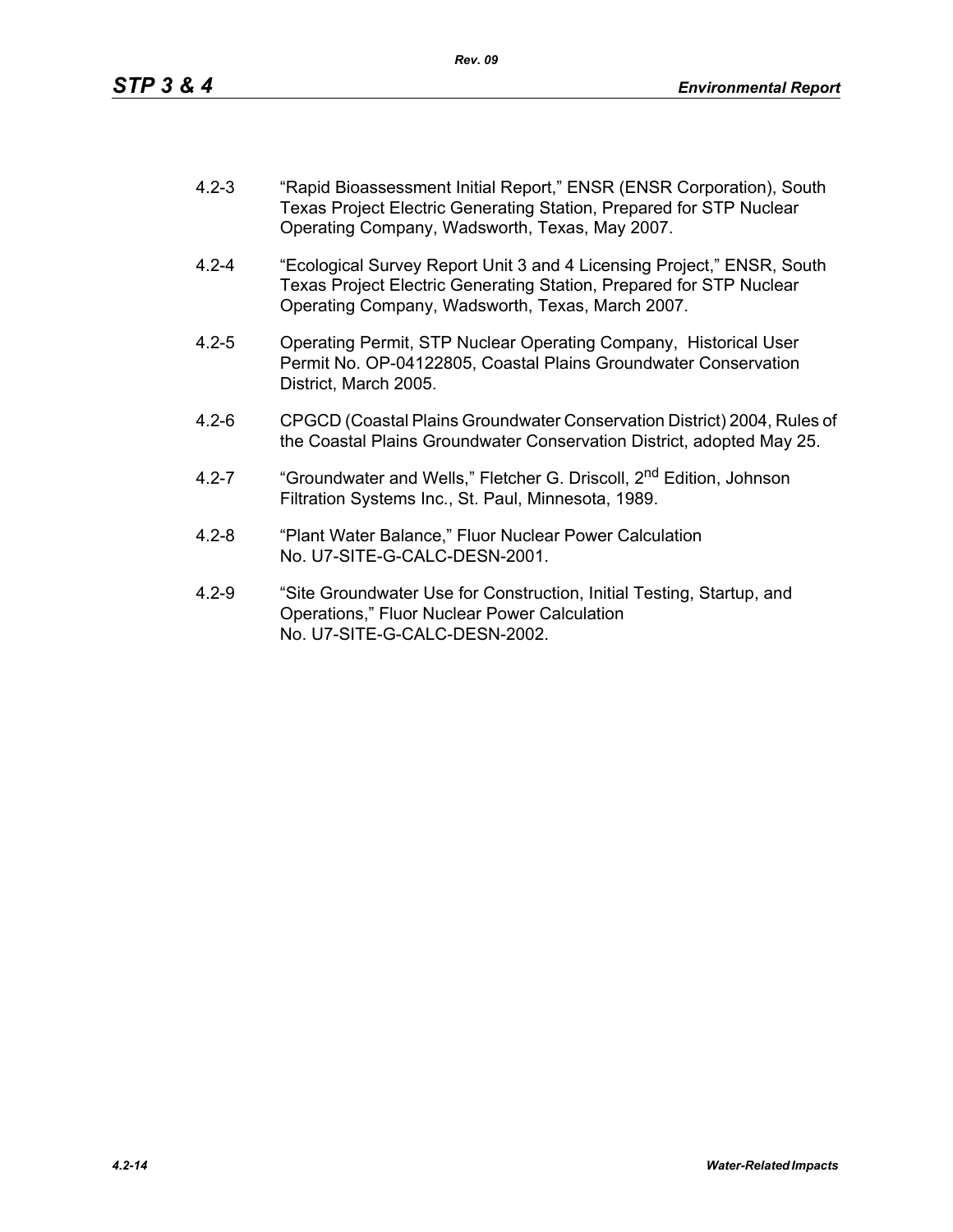4.2-3 "Rapid Bioassessment Initial Report," ENSR (ENSR Corporation), South Texas Project Electric Generating Station, Prepared for STP Nuclear Operating Company, Wadsworth, Texas, May 2007.

4.2-4 "Ecological Survey Report Unit 3 and 4 Licensing Project," ENSR, South Texas Project Electric Generating Station, Prepared for STP Nuclear Operating Company, Wadsworth, Texas, March 2007.

4.2-5 Operating Permit, STP Nuclear Operating Company, Historical User Permit No. OP-04122805, Coastal Plains Groundwater Conservation District, March 2005.

4.2-6 CPGCD (Coastal Plains Groundwater Conservation District) 2004, Rules of the Coastal Plains Groundwater Conservation District, adopted May 25.

4.2-7 "Groundwater and Wells," Fletcher G. Driscoll, 2nd Edition, Johnson Filtration Systems Inc., St. Paul, Minnesota, 1989.

4.2-8 "Plant Water Balance," Fluor Nuclear Power Calculation No. U7-SITE-G-CALC-DESN-2001.

4.2-9 "Site Groundwater Use for Construction, Initial Testing, Startup, and Operations," Fluor Nuclear Power Calculation No. U7-SITE-G-CALC-DESN-2002.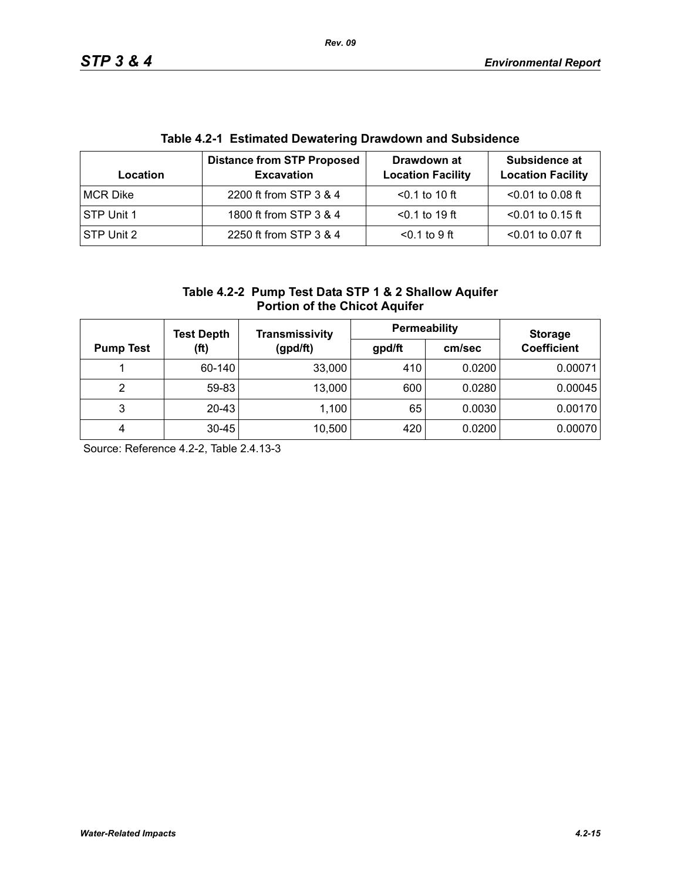**Table 4.2-1 Estimated Dewatering Drawdown and Subsidence**

| Location | Distance from STP Proposed Excavation | Drawdown at Location Facility | Subsidence at Location Facility |
|---|---|---|---|
| MCR Dike | 2200 ft from STP 3 & 4 | <0.1 to 10 ft | <0.01 to 0.08 ft |
| STP Unit 1 | 1800 ft from STP 3 & 4 | <0.1 to 19 ft | <0.01 to 0.15 ft |
| STP Unit 2 | 2250 ft from STP 3 & 4 | <0.1 to 9 ft | <0.01 to 0.07 ft |

**Table 4.2-2 Pump Test Data STP 1 & 2 Shallow Aquifer Portion of the Chicot Aquifer**

| Pump Test | Test Depth (ft) | Transmissivity (gpd/ft) | Permeability | | Storage Coefficient |
|---|---|---|---|---|---|
| | | | gpd/ft | cm/sec | |
| 1 | 60-140 | 33,000 | 410 | 0.0200 | 0.00071 |
| 2 | 59-83 | 13,000 | 600 | 0.0280 | 0.00045 |
| 3 | 20-43 | 1,100 | 65 | 0.0030 | 0.00170 |
| 4 | 30-45 | 10,500 | 420 | 0.0200 | 0.00070 |

Source: Reference 4.2-2, Table 2.4.13-3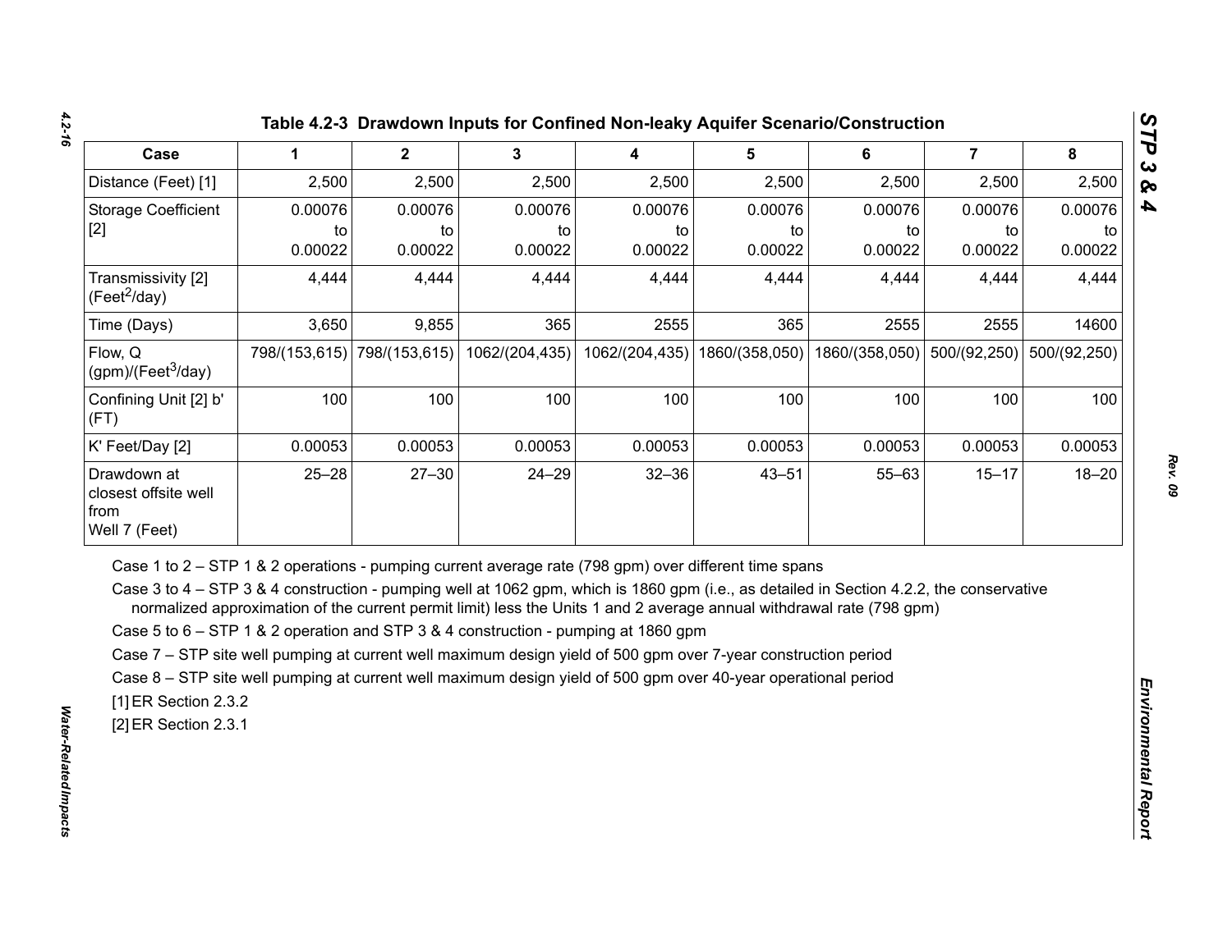## Table 4.2-3 Drawdown Inputs for Confined Non-leaky Aquifer Scenario/Construction

| Case | 1 | 2 | 3 | 4 | 5 | 6 | 7 | 8 |
|---|---|---|---|---|---|---|---|---|
| Distance (Feet) [1] | 2,500 | 2,500 | 2,500 | 2,500 | 2,500 | 2,500 | 2,500 | 2,500 |
| Storage Coefficient [2] | 0.00076 to 0.00022 | 0.00076 to 0.00022 | 0.00076 to 0.00022 | 0.00076 to 0.00022 | 0.00076 to 0.00022 | 0.00076 to 0.00022 | 0.00076 to 0.00022 | 0.00076 to 0.00022 |
| Transmissivity [2] (Feet$^2$/day) | 4,444 | 4,444 | 4,444 | 4,444 | 4,444 | 4,444 | 4,444 | 4,444 |
| Time (Days) | 3,650 | 9,855 | 365 | 2555 | 365 | 2555 | 2555 | 14600 |
| Flow, Q (gpm)/(Feet$^3$/day) | 798/(153,615) | 798/(153,615) | 1062/(204,435) | 1062/(204,435) | 1860/(358,050) | 1860/(358,050) | 500/(92,250) | 500/(92,250) |
| Confining Unit [2] b' (FT) | 100 | 100 | 100 | 100 | 100 | 100 | 100 | 100 |
| K' Feet/Day [2] | 0.00053 | 0.00053 | 0.00053 | 0.00053 | 0.00053 | 0.00053 | 0.00053 | 0.00053 |
| Drawdown at closest offsite well from Well 7 (Feet) | 25–28 | 27–30 | 24–29 | 32–36 | 43–51 | 55–63 | 15–17 | 18–20 |

Case 1 to 2 – STP 1 & 2 operations - pumping current average rate (798 gpm) over different time spans

Case 3 to 4 – STP 3 & 4 construction - pumping well at 1062 gpm, which is 1860 gpm (i.e., as detailed in Section 4.2.2, the conservative normalized approximation of the current permit limit) less the Units 1 and 2 average annual withdrawal rate (798 gpm)

Case 5 to 6 – STP 1 & 2 operation and STP 3 & 4 construction - pumping at 1860 gpm

Case 7 – STP site well pumping at current well maximum design yield of 500 gpm over 7-year construction period

Case 8 – STP site well pumping at current well maximum design yield of 500 gpm over 40-year operational period

[1] ER Section 2.3.2

[2] ER Section 2.3.1